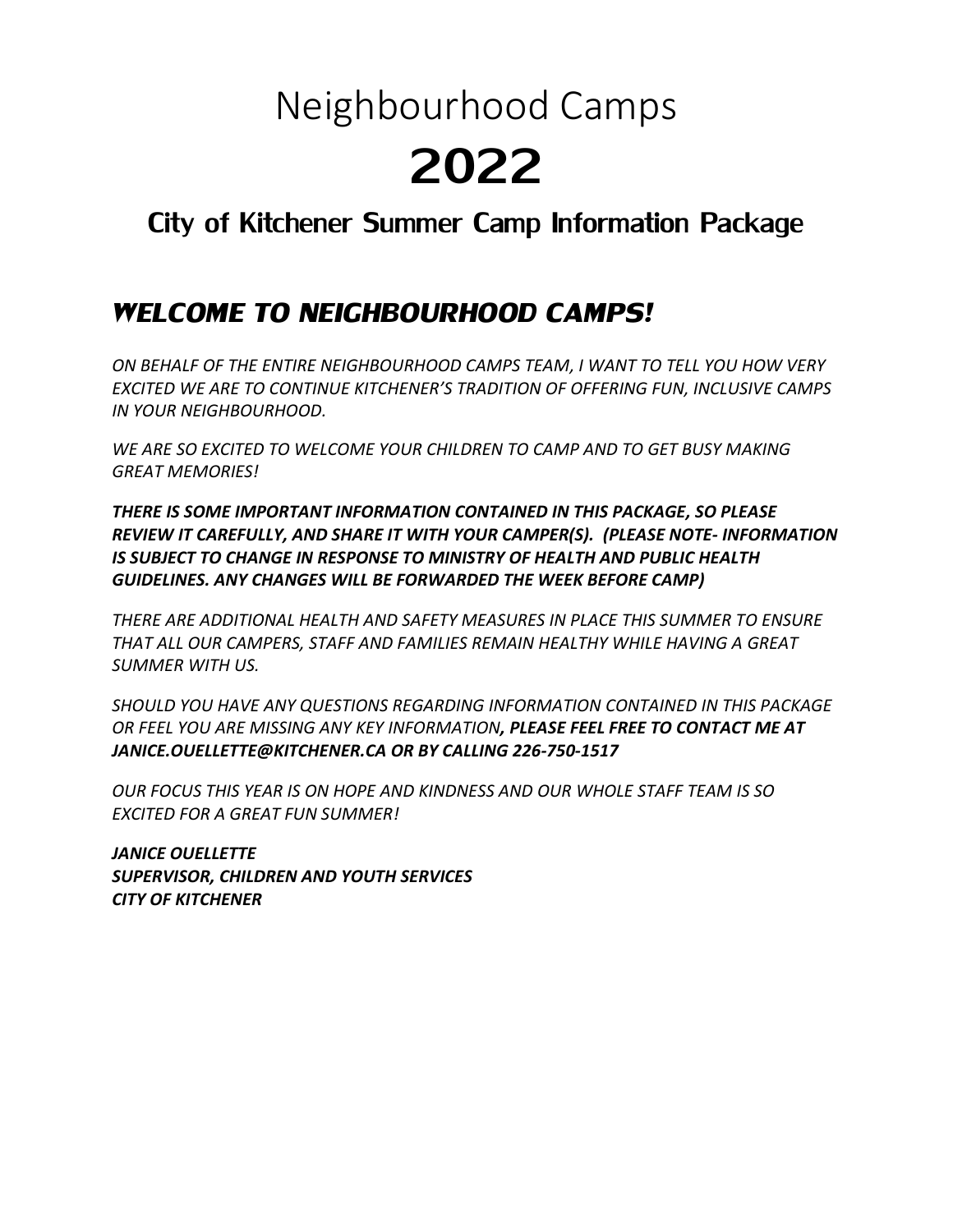# Neighbourhood Camps

# 2022

## City of Kitchener Summer Camp Information Package

## WELCOME TO NEIGHBOURHOOD CAMPS!

*ON BEHALF OF THE ENTIRE NEIGHBOURHOOD CAMPS TEAM, I WANT TO TELL YOU HOW VERY EXCITED WE ARE TO CONTINUE KITCHENER'S TRADITION OF OFFERING FUN, INCLUSIVE CAMPS IN YOUR NEIGHBOURHOOD.*

*WE ARE SO EXCITED TO WELCOME YOUR CHILDREN TO CAMP AND TO GET BUSY MAKING GREAT MEMORIES!*

***THERE IS SOME IMPORTANT INFORMATION CONTAINED IN THIS PACKAGE, SO PLEASE REVIEW IT CAREFULLY, AND SHARE IT WITH YOUR CAMPER(S). (PLEASE NOTE- INFORMATION IS SUBJECT TO CHANGE IN RESPONSE TO MINISTRY OF HEALTH AND PUBLIC HEALTH GUIDELINES. ANY CHANGES WILL BE FORWARDED THE WEEK BEFORE CAMP)***

*THERE ARE ADDITIONAL HEALTH AND SAFETY MEASURES IN PLACE THIS SUMMER TO ENSURE THAT ALL OUR CAMPERS, STAFF AND FAMILIES REMAIN HEALTHY WHILE HAVING A GREAT SUMMER WITH US.*

*SHOULD YOU HAVE ANY QUESTIONS REGARDING INFORMATION CONTAINED IN THIS PACKAGE OR FEEL YOU ARE MISSING ANY KEY INFORMATION**, PLEASE FEEL FREE TO CONTACT ME AT JANICE.OUELLETTE@KITCHENER.CA OR BY CALLING 226-750-1517***

*OUR FOCUS THIS YEAR IS ON HOPE AND KINDNESS AND OUR WHOLE STAFF TEAM IS SO EXCITED FOR A GREAT FUN SUMMER!*

***JANICE OUELLETTE***
***SUPERVISOR, CHILDREN AND YOUTH SERVICES***
***CITY OF KITCHENER***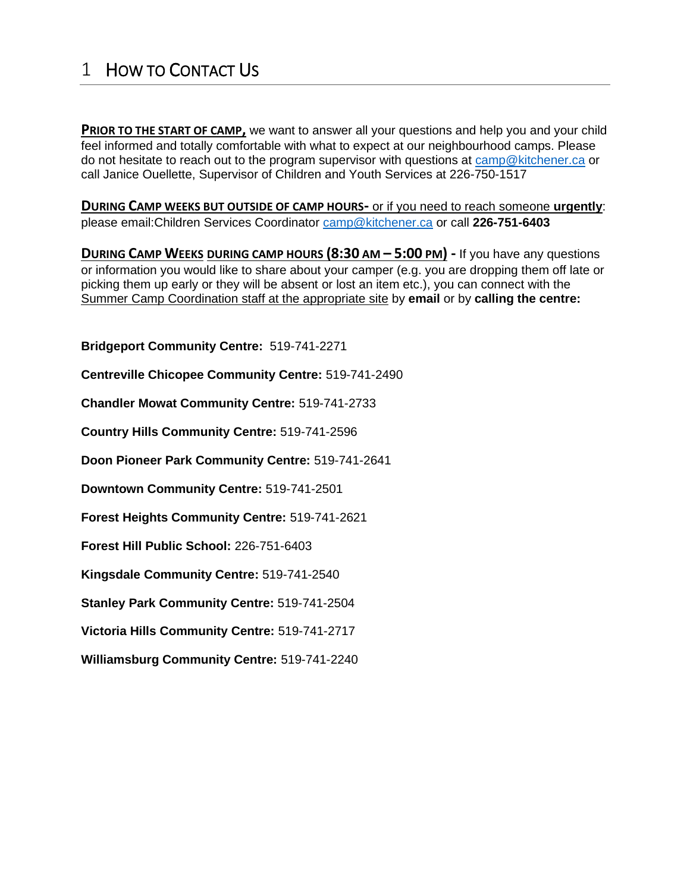# 1 How to Contact Us

**PRIOR TO THE START OF CAMP,** we want to answer all your questions and help you and your child feel informed and totally comfortable with what to expect at our neighbourhood camps. Please do not hesitate to reach out to the program supervisor with questions at camp@kitchener.ca or call Janice Ouellette, Supervisor of Children and Youth Services at 226-750-1517

**DURING CAMP WEEKS BUT OUTSIDE OF CAMP HOURS-** or if you need to reach someone **urgently**: please email:Children Services Coordinator camp@kitchener.ca or call **226-751-6403**

**DURING CAMP WEEKS DURING CAMP HOURS (8:30 AM – 5:00 PM) -** If you have any questions or information you would like to share about your camper (e.g. you are dropping them off late or picking them up early or they will be absent or lost an item etc.), you can connect with the Summer Camp Coordination staff at the appropriate site by **email** or by **calling the centre:**

**Bridgeport Community Centre:** 519-741-2271

**Centreville Chicopee Community Centre:** 519-741-2490

**Chandler Mowat Community Centre:** 519-741-2733

**Country Hills Community Centre:** 519-741-2596

**Doon Pioneer Park Community Centre:** 519-741-2641

**Downtown Community Centre:** 519-741-2501

**Forest Heights Community Centre:** 519-741-2621

**Forest Hill Public School:** 226-751-6403

**Kingsdale Community Centre:** 519-741-2540

**Stanley Park Community Centre:** 519-741-2504

**Victoria Hills Community Centre:** 519-741-2717

**Williamsburg Community Centre:** 519-741-2240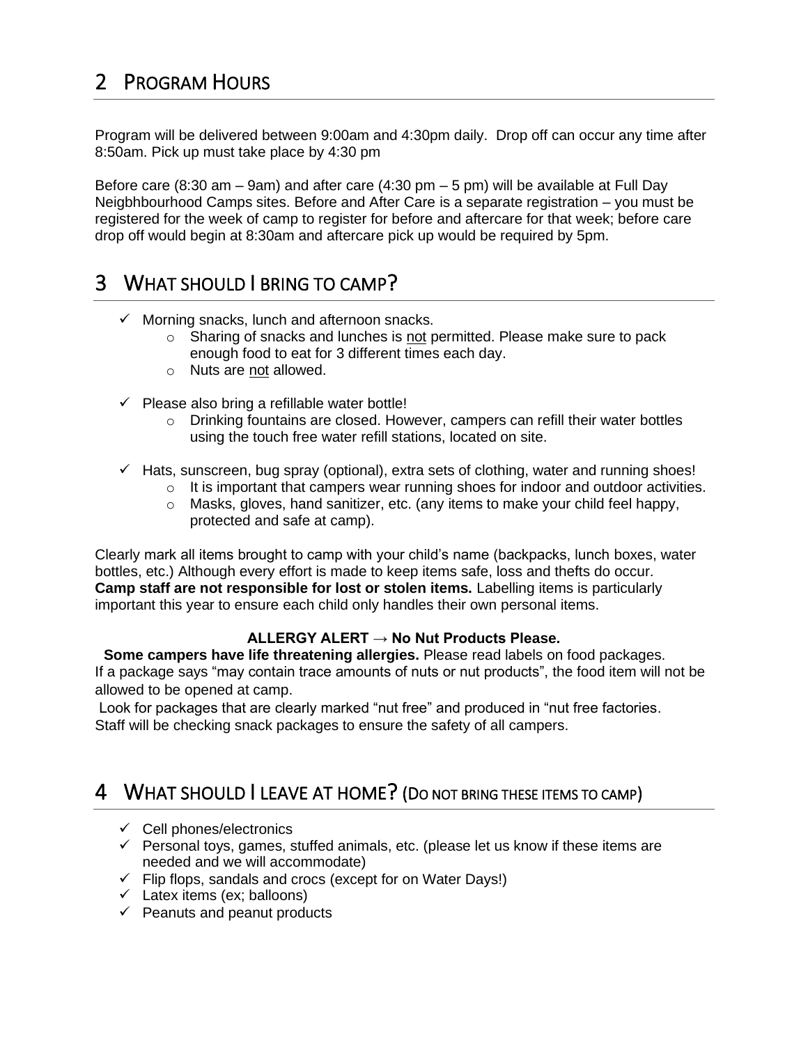## 2 Program Hours

Program will be delivered between 9:00am and 4:30pm daily. Drop off can occur any time after 8:50am. Pick up must take place by 4:30 pm

Before care (8:30 am – 9am) and after care (4:30 pm – 5 pm) will be available at Full Day Neigbhbourhood Camps sites. Before and After Care is a separate registration – you must be registered for the week of camp to register for before and aftercare for that week; before care drop off would begin at 8:30am and aftercare pick up would be required by 5pm.

## 3 What should I bring to camp?

- ✓ Morning snacks, lunch and afternoon snacks.
  - Sharing of snacks and lunches is not permitted. Please make sure to pack enough food to eat for 3 different times each day.
  - Nuts are not allowed.
- ✓ Please also bring a refillable water bottle!
  - Drinking fountains are closed. However, campers can refill their water bottles using the touch free water refill stations, located on site.
- ✓ Hats, sunscreen, bug spray (optional), extra sets of clothing, water and running shoes!
  - It is important that campers wear running shoes for indoor and outdoor activities.
  - Masks, gloves, hand sanitizer, etc. (any items to make your child feel happy, protected and safe at camp).

Clearly mark all items brought to camp with your child's name (backpacks, lunch boxes, water bottles, etc.) Although every effort is made to keep items safe, loss and thefts do occur. **Camp staff are not responsible for lost or stolen items.** Labelling items is particularly important this year to ensure each child only handles their own personal items.

**ALLERGY ALERT → No Nut Products Please.**

**Some campers have life threatening allergies.** Please read labels on food packages. If a package says "may contain trace amounts of nuts or nut products", the food item will not be allowed to be opened at camp.

Look for packages that are clearly marked "nut free" and produced in "nut free factories. Staff will be checking snack packages to ensure the safety of all campers.

## 4 What should I leave at home? (Do not bring these items to camp)

- ✓ Cell phones/electronics
- ✓ Personal toys, games, stuffed animals, etc. (please let us know if these items are needed and we will accommodate)
- ✓ Flip flops, sandals and crocs (except for on Water Days!)
- ✓ Latex items (ex; balloons)
- ✓ Peanuts and peanut products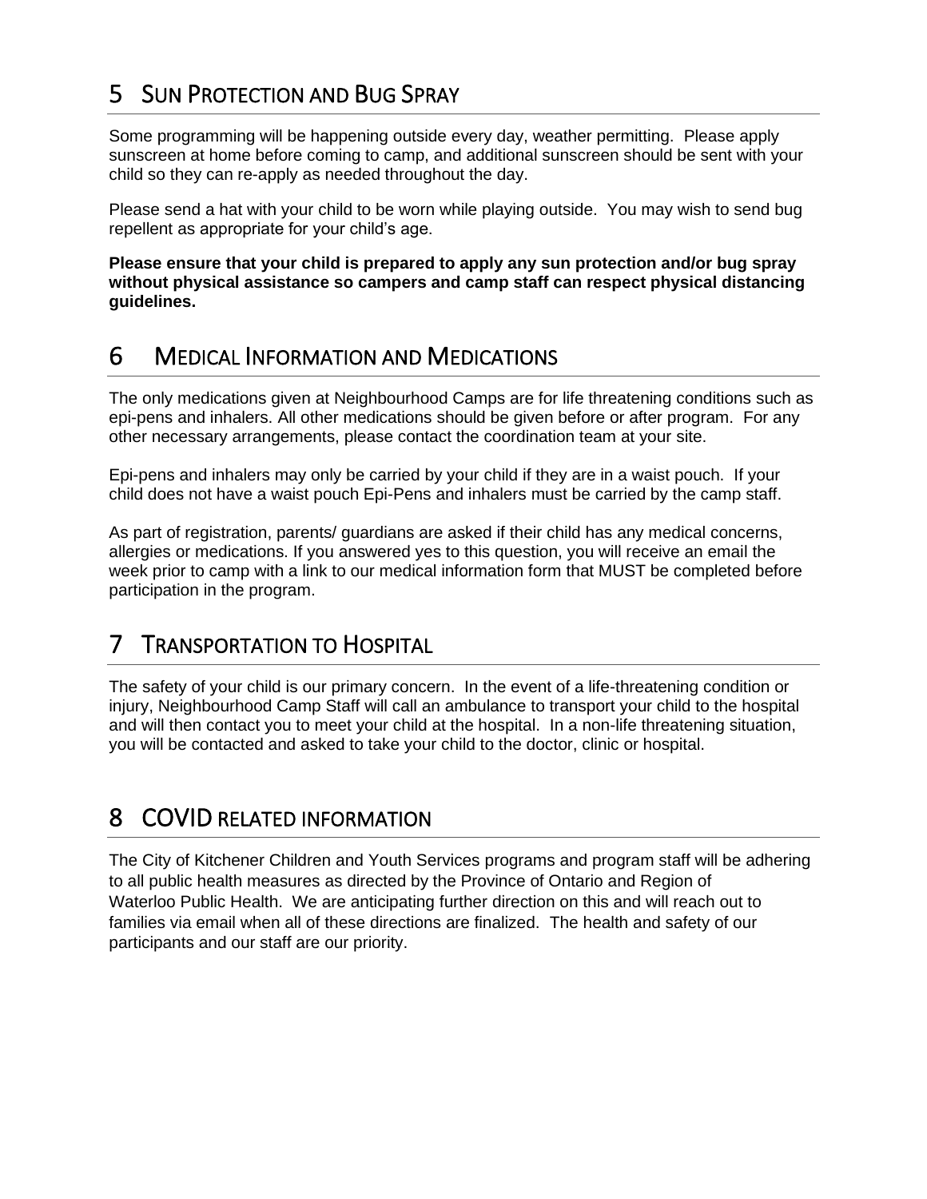## 5 Sun Protection and Bug Spray

Some programming will be happening outside every day, weather permitting. Please apply sunscreen at home before coming to camp, and additional sunscreen should be sent with your child so they can re-apply as needed throughout the day.

Please send a hat with your child to be worn while playing outside. You may wish to send bug repellent as appropriate for your child's age.

**Please ensure that your child is prepared to apply any sun protection and/or bug spray without physical assistance so campers and camp staff can respect physical distancing guidelines.**

## 6 Medical Information and Medications

The only medications given at Neighbourhood Camps are for life threatening conditions such as epi-pens and inhalers. All other medications should be given before or after program. For any other necessary arrangements, please contact the coordination team at your site.

Epi-pens and inhalers may only be carried by your child if they are in a waist pouch. If your child does not have a waist pouch Epi-Pens and inhalers must be carried by the camp staff.

As part of registration, parents/ guardians are asked if their child has any medical concerns, allergies or medications. If you answered yes to this question, you will receive an email the week prior to camp with a link to our medical information form that MUST be completed before participation in the program.

## 7 Transportation to Hospital

The safety of your child is our primary concern. In the event of a life-threatening condition or injury, Neighbourhood Camp Staff will call an ambulance to transport your child to the hospital and will then contact you to meet your child at the hospital. In a non-life threatening situation, you will be contacted and asked to take your child to the doctor, clinic or hospital.

## 8 COVID Related Information

The City of Kitchener Children and Youth Services programs and program staff will be adhering to all public health measures as directed by the Province of Ontario and Region of Waterloo Public Health. We are anticipating further direction on this and will reach out to families via email when all of these directions are finalized. The health and safety of our participants and our staff are our priority.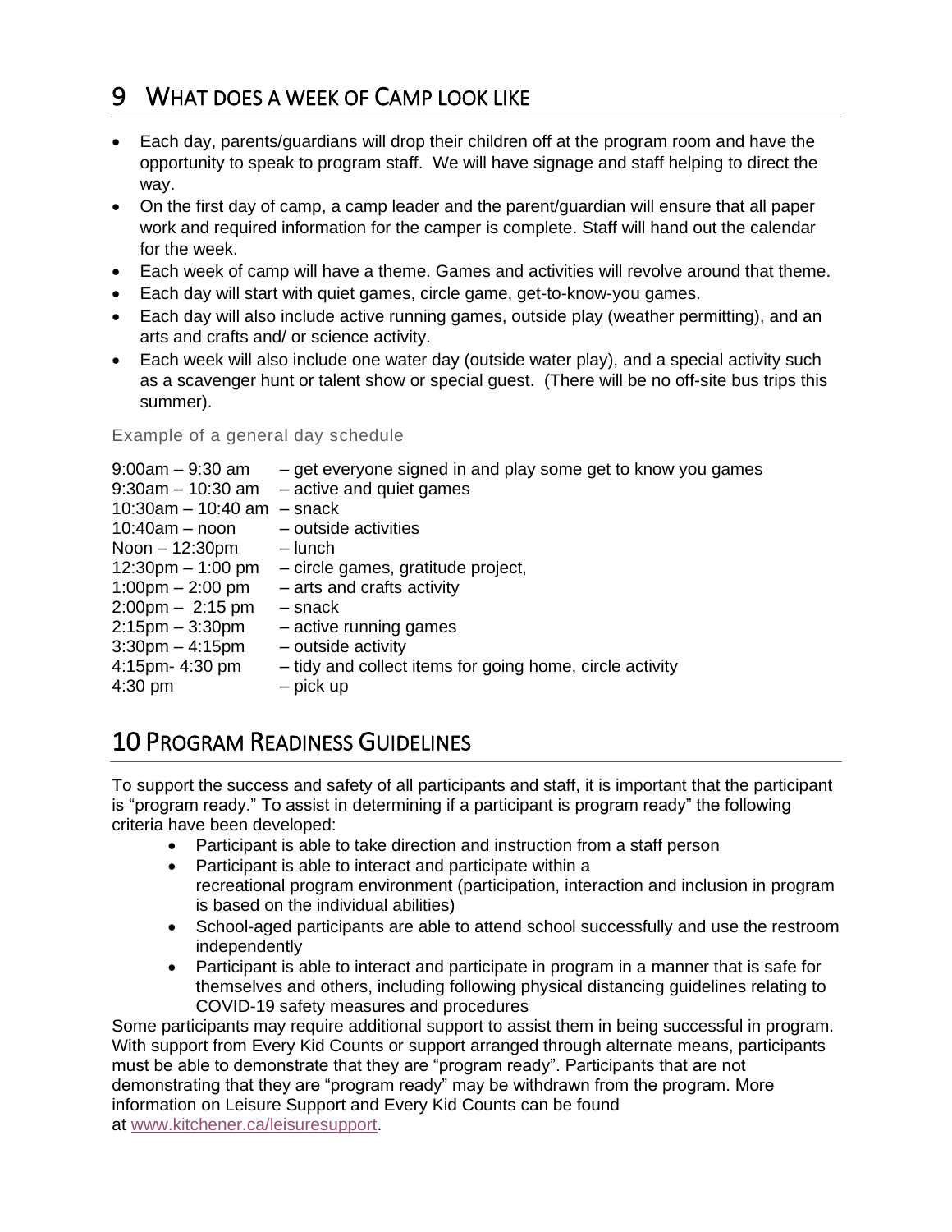## 9 WHAT DOES A WEEK OF CAMP LOOK LIKE

- Each day, parents/guardians will drop their children off at the program room and have the opportunity to speak to program staff. We will have signage and staff helping to direct the way.
- On the first day of camp, a camp leader and the parent/guardian will ensure that all paper work and required information for the camper is complete. Staff will hand out the calendar for the week.
- Each week of camp will have a theme. Games and activities will revolve around that theme.
- Each day will start with quiet games, circle game, get-to-know-you games.
- Each day will also include active running games, outside play (weather permitting), and an arts and crafts and/ or science activity.
- Each week will also include one water day (outside water play), and a special activity such as a scavenger hunt or talent show or special guest. (There will be no off-site bus trips this summer).

Example of a general day schedule

| | |
|---|---|
| 9:00am – 9:30 am | – get everyone signed in and play some get to know you games |
| 9:30am – 10:30 am | – active and quiet games |
| 10:30am – 10:40 am | – snack |
| 10:40am – noon | – outside activities |
| Noon – 12:30pm | – lunch |
| 12:30pm – 1:00 pm | – circle games, gratitude project, |
| 1:00pm – 2:00 pm | – arts and crafts activity |
| 2:00pm – 2:15 pm | – snack |
| 2:15pm – 3:30pm | – active running games |
| 3:30pm – 4:15pm | – outside activity |
| 4:15pm- 4:30 pm | – tidy and collect items for going home, circle activity |
| 4:30 pm | – pick up |

## 10 PROGRAM READINESS GUIDELINES

To support the success and safety of all participants and staff, it is important that the participant is "program ready." To assist in determining if a participant is program ready" the following criteria have been developed:

- Participant is able to take direction and instruction from a staff person
- Participant is able to interact and participate within a recreational program environment (participation, interaction and inclusion in program is based on the individual abilities)
- School-aged participants are able to attend school successfully and use the restroom independently
- Participant is able to interact and participate in program in a manner that is safe for themselves and others, including following physical distancing guidelines relating to COVID-19 safety measures and procedures

Some participants may require additional support to assist them in being successful in program. With support from Every Kid Counts or support arranged through alternate means, participants must be able to demonstrate that they are "program ready". Participants that are not demonstrating that they are "program ready" may be withdrawn from the program. More information on Leisure Support and Every Kid Counts can be found at www.kitchener.ca/leisuresupport.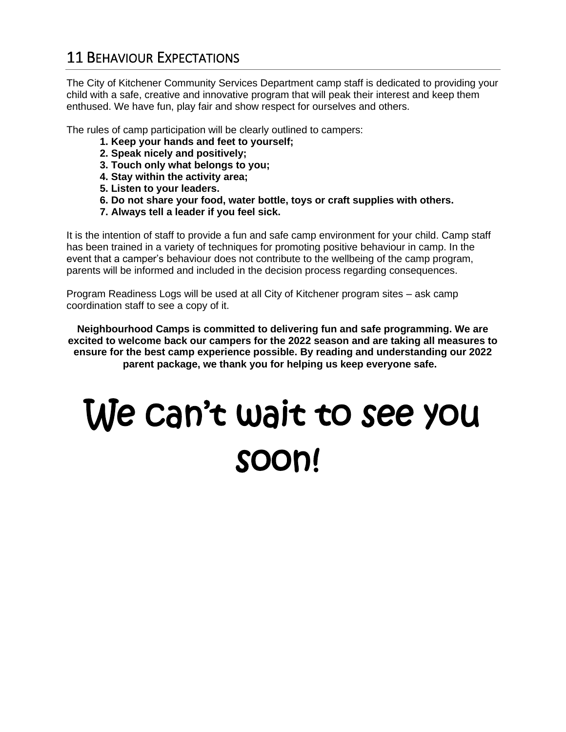## 11 BEHAVIOUR EXPECTATIONS

The City of Kitchener Community Services Department camp staff is dedicated to providing your child with a safe, creative and innovative program that will peak their interest and keep them enthused. We have fun, play fair and show respect for ourselves and others.

The rules of camp participation will be clearly outlined to campers:

1. **Keep your hands and feet to yourself;**
2. **Speak nicely and positively;**
3. **Touch only what belongs to you;**
4. **Stay within the activity area;**
5. **Listen to your leaders.**
6. **Do not share your food, water bottle, toys or craft supplies with others.**
7. **Always tell a leader if you feel sick.**

It is the intention of staff to provide a fun and safe camp environment for your child. Camp staff has been trained in a variety of techniques for promoting positive behaviour in camp. In the event that a camper's behaviour does not contribute to the wellbeing of the camp program, parents will be informed and included in the decision process regarding consequences.

Program Readiness Logs will be used at all City of Kitchener program sites – ask camp coordination staff to see a copy of it.

**Neighbourhood Camps is committed to delivering fun and safe programming. We are excited to welcome back our campers for the 2022 season and are taking all measures to ensure for the best camp experience possible. By reading and understanding our 2022 parent package, we thank you for helping us keep everyone safe.**

# We can't wait to see you soon!